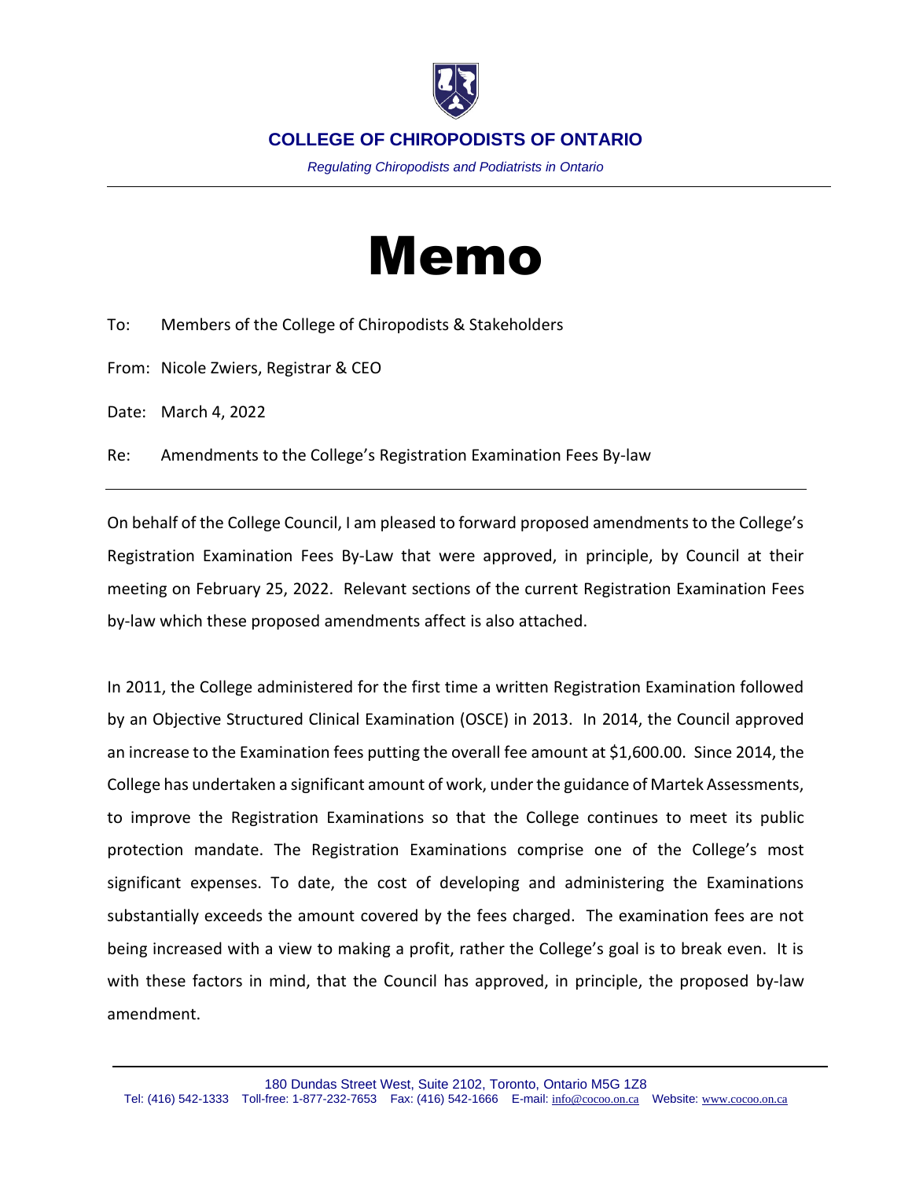**COLLEGE OF CHIROPODISTS OF ONTARIO**

*Regulating Chiropodists and Podiatrists in Ontario*

# Memo

To: Members of the College of Chiropodists & Stakeholders

From: Nicole Zwiers, Registrar & CEO

Date: March 4, 2022

Re: Amendments to the College's Registration Examination Fees By-law

---

On behalf of the College Council, I am pleased to forward proposed amendments to the College's Registration Examination Fees By-Law that were approved, in principle, by Council at their meeting on February 25, 2022. Relevant sections of the current Registration Examination Fees by-law which these proposed amendments affect is also attached.

In 2011, the College administered for the first time a written Registration Examination followed by an Objective Structured Clinical Examination (OSCE) in 2013. In 2014, the Council approved an increase to the Examination fees putting the overall fee amount at $1,600.00. Since 2014, the College has undertaken a significant amount of work, under the guidance of Martek Assessments, to improve the Registration Examinations so that the College continues to meet its public protection mandate. The Registration Examinations comprise one of the College's most significant expenses. To date, the cost of developing and administering the Examinations substantially exceeds the amount covered by the fees charged. The examination fees are not being increased with a view to making a profit, rather the College's goal is to break even. It is with these factors in mind, that the Council has approved, in principle, the proposed by-law amendment.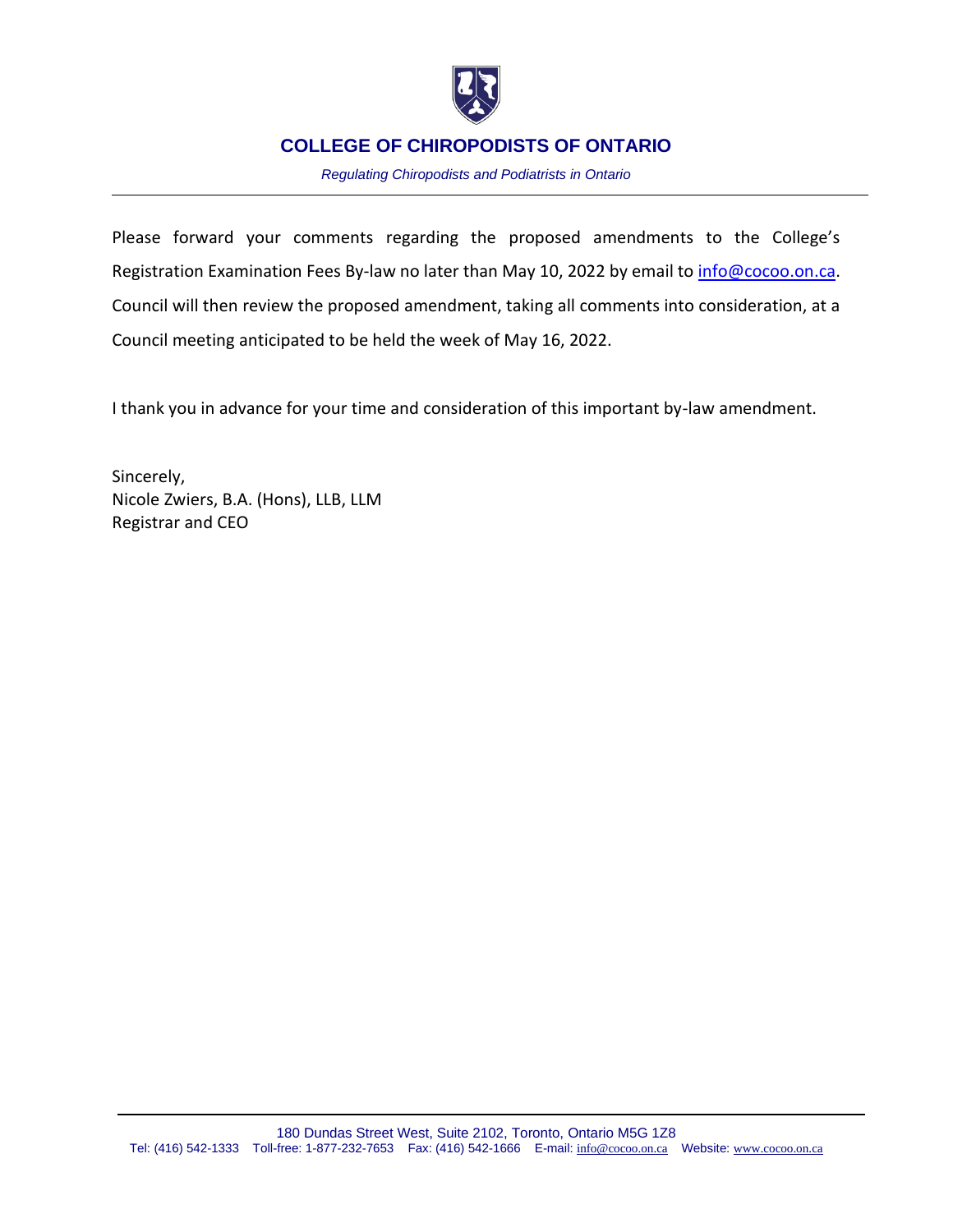# COLLEGE OF CHIROPODISTS OF ONTARIO

*Regulating Chiropodists and Podiatrists in Ontario*

Please forward your comments regarding the proposed amendments to the College's Registration Examination Fees By-law no later than May 10, 2022 by email to info@cocoo.on.ca. Council will then review the proposed amendment, taking all comments into consideration, at a Council meeting anticipated to be held the week of May 16, 2022.

I thank you in advance for your time and consideration of this important by-law amendment.

Sincerely,
Nicole Zwiers, B.A. (Hons), LLB, LLM
Registrar and CEO

180 Dundas Street West, Suite 2102, Toronto, Ontario M5G 1Z8
Tel: (416) 542-1333 Toll-free: 1-877-232-7653 Fax: (416) 542-1666 E-mail: info@cocoo.on.ca Website: www.cocoo.on.ca